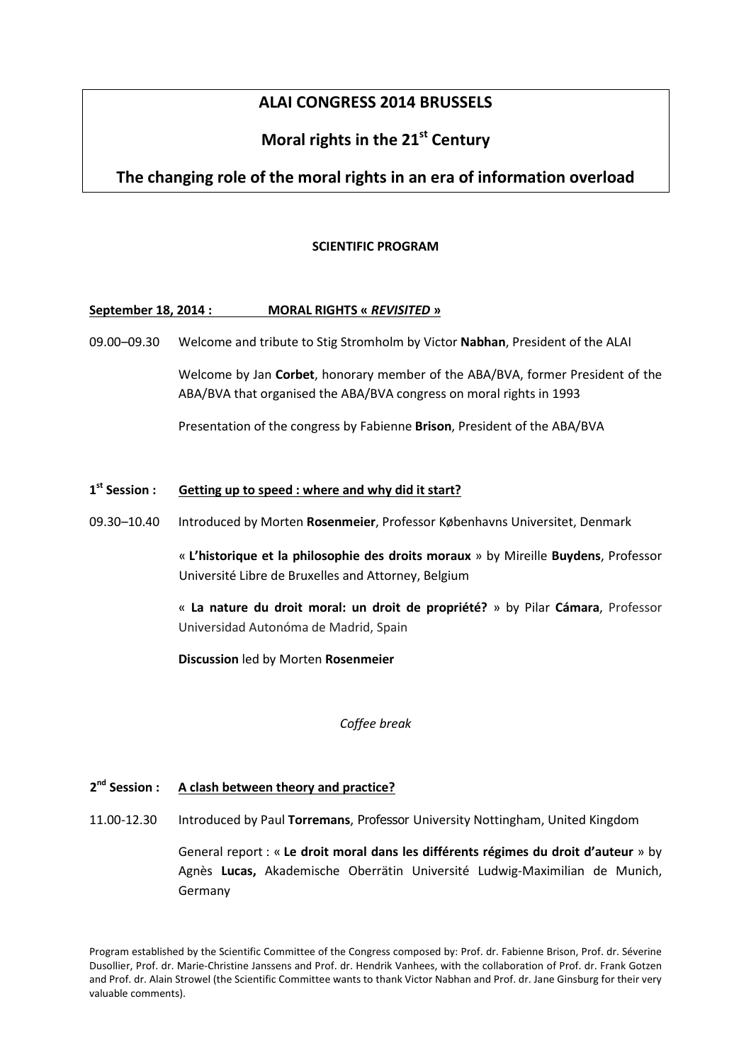# ALAI CONGRESS 2014 BRUSSELS

## Moral rights in the 21st Century

## The changing role of the moral rights in an era of information overload

**SCIENTIFIC PROGRAM**

**September 18, 2014 : MORAL RIGHTS « *REVISITED* »**

09.00–09.30 Welcome and tribute to Stig Stromholm by Victor **Nabhan**, President of the ALAI

Welcome by Jan **Corbet**, honorary member of the ABA/BVA, former President of the ABA/BVA that organised the ABA/BVA congress on moral rights in 1993

Presentation of the congress by Fabienne **Brison**, President of the ABA/BVA

**1st Session : Getting up to speed : where and why did it start?**

09.30–10.40 Introduced by Morten **Rosenmeier**, Professor Københavns Universitet, Denmark

« **L'historique et la philosophie des droits moraux** » by Mireille **Buydens**, Professor Université Libre de Bruxelles and Attorney, Belgium

« **La nature du droit moral: un droit de propriété?** » by Pilar **Cámara**, Professor Universidad Autonóma de Madrid, Spain

**Discussion** led by Morten **Rosenmeier**

*Coffee break*

**2nd Session : A clash between theory and practice?**

11.00-12.30 Introduced by Paul **Torremans**, Professor University Nottingham, United Kingdom

General report : « **Le droit moral dans les différents régimes du droit d'auteur** » by Agnès **Lucas,** Akademische Oberrätin Université Ludwig-Maximilian de Munich, Germany

Program established by the Scientific Committee of the Congress composed by: Prof. dr. Fabienne Brison, Prof. dr. Séverine Dusollier, Prof. dr. Marie-Christine Janssens and Prof. dr. Hendrik Vanhees, with the collaboration of Prof. dr. Frank Gotzen and Prof. dr. Alain Strowel (the Scientific Committee wants to thank Victor Nabhan and Prof. dr. Jane Ginsburg for their very valuable comments).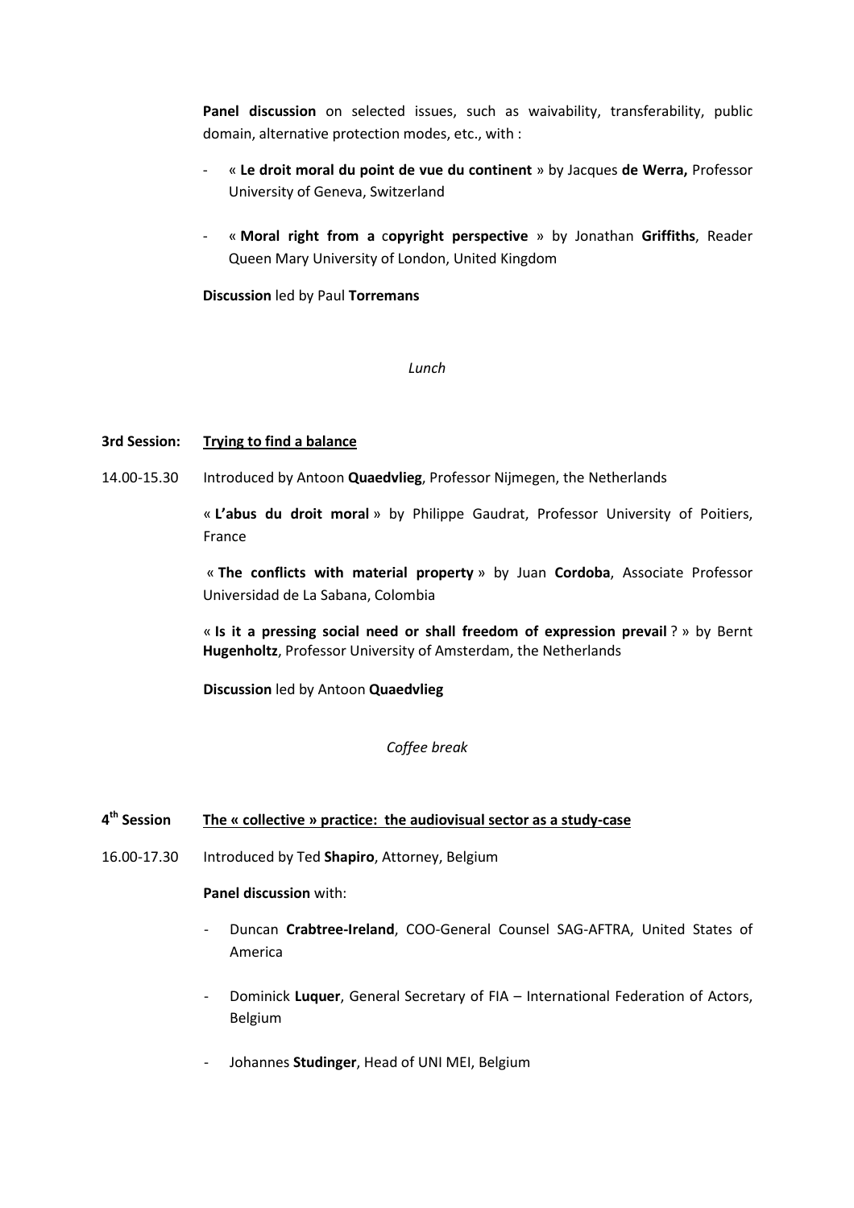**Panel discussion** on selected issues, such as waivability, transferability, public domain, alternative protection modes, etc., with :

- « **Le droit moral du point de vue du continent** » by Jacques **de Werra,** Professor University of Geneva, Switzerland

- « **Moral right from a copyright perspective** » by Jonathan **Griffiths**, Reader Queen Mary University of London, United Kingdom

**Discussion** led by Paul **Torremans**

*Lunch*

**3rd Session:** **Trying to find a balance**

14.00-15.30 Introduced by Antoon **Quaedvlieg**, Professor Nijmegen, the Netherlands

« **L'abus du droit moral** » by Philippe Gaudrat, Professor University of Poitiers, France

« **The conflicts with material property** » by Juan **Cordoba**, Associate Professor Universidad de La Sabana, Colombia

« **Is it a pressing social need or shall freedom of expression prevail** ? » by Bernt **Hugenholtz**, Professor University of Amsterdam, the Netherlands

**Discussion** led by Antoon **Quaedvlieg**

*Coffee break*

**4th Session** **The « collective » practice: the audiovisual sector as a study-case**

16.00-17.30 Introduced by Ted **Shapiro**, Attorney, Belgium

**Panel discussion** with:

- Duncan **Crabtree-Ireland**, COO-General Counsel SAG-AFTRA, United States of America

- Dominick **Luquer**, General Secretary of FIA – International Federation of Actors, Belgium

- Johannes **Studinger**, Head of UNI MEI, Belgium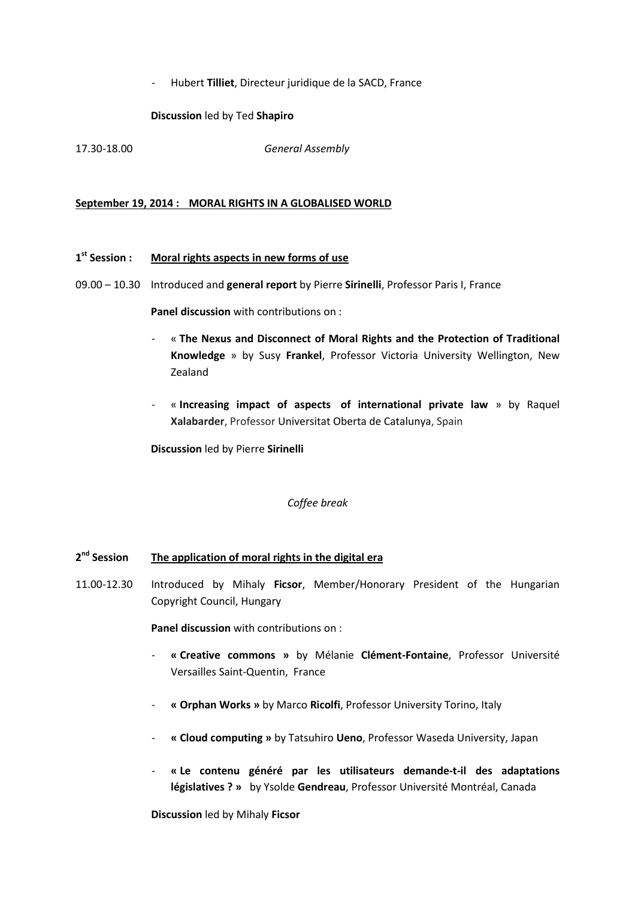- Hubert **Tilliet**, Directeur juridique de la SACD, France

**Discussion** led by Ted **Shapiro**

17.30-18.00 *General Assembly*

## September 19, 2014 : MORAL RIGHTS IN A GLOBALISED WORLD

### 1st Session : Moral rights aspects in new forms of use

09.00 – 10.30 Introduced and **general report** by Pierre **Sirinelli**, Professor Paris I, France

**Panel discussion** with contributions on :

- « **The Nexus and Disconnect of Moral Rights and the Protection of Traditional Knowledge** » by Susy **Frankel**, Professor Victoria University Wellington, New Zealand
- « **Increasing impact of aspects of international private law** » by Raquel **Xalabarder**, Professor Universitat Oberta de Catalunya, Spain

**Discussion** led by Pierre **Sirinelli**

*Coffee break*

### 2nd Session The application of moral rights in the digital era

11.00-12.30 Introduced by Mihaly **Ficsor**, Member/Honorary President of the Hungarian Copyright Council, Hungary

**Panel discussion** with contributions on :

- **« Creative commons »** by Mélanie **Clément-Fontaine**, Professor Université Versailles Saint-Quentin, France
- **« Orphan Works »** by Marco **Ricolfi**, Professor University Torino, Italy
- **« Cloud computing »** by Tatsuhiro **Ueno**, Professor Waseda University, Japan
- **« Le contenu généré par les utilisateurs demande-t-il des adaptations législatives ? »** by Ysolde **Gendreau**, Professor Université Montréal, Canada

**Discussion** led by Mihaly **Ficsor**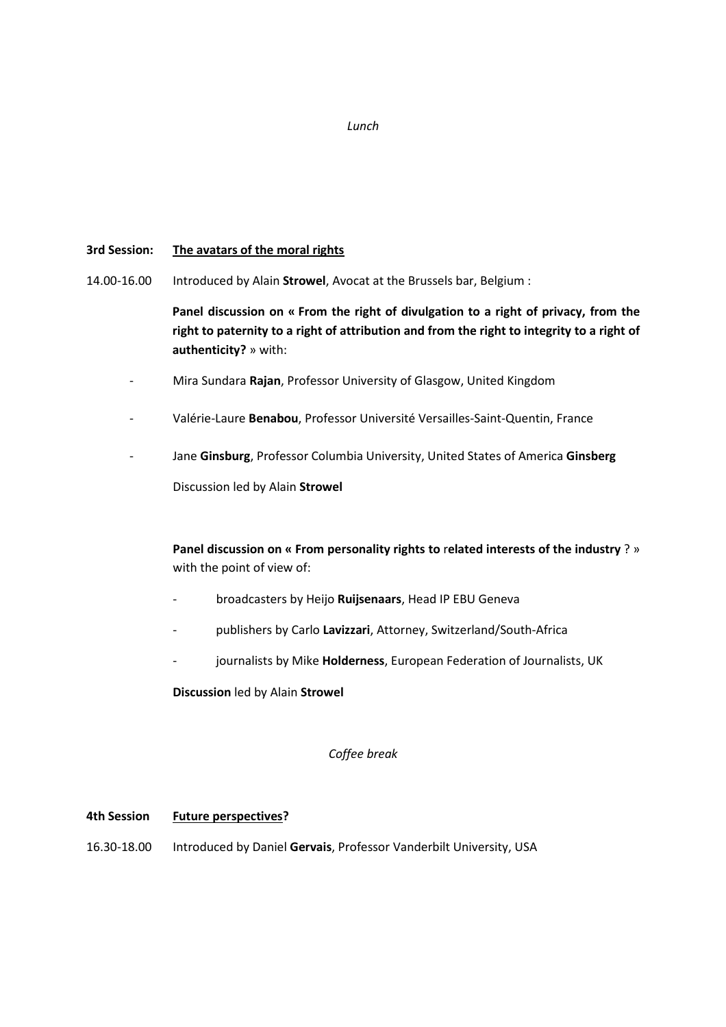*Lunch*

**3rd Session:** **<u>The avatars of the moral rights</u>**

14.00-16.00 Introduced by Alain **Strowel**, Avocat at the Brussels bar, Belgium :

**Panel discussion on « From the right of divulgation to a right of privacy, from the right to paternity to a right of attribution and from the right to integrity to a right of authenticity?** » with:

- Mira Sundara **Rajan**, Professor University of Glasgow, United Kingdom
- Valérie-Laure **Benabou**, Professor Université Versailles-Saint-Quentin, France
- Jane **Ginsburg**, Professor Columbia University, United States of America **Ginsberg**

Discussion led by Alain **Strowel**

**Panel discussion on « From personality rights to** r**elated interests of the industry** ? » with the point of view of:

- broadcasters by Heijo **Ruijsenaars**, Head IP EBU Geneva
- publishers by Carlo **Lavizzari**, Attorney, Switzerland/South-Africa
- journalists by Mike **Holderness**, European Federation of Journalists, UK

**Discussion** led by Alain **Strowel**

*Coffee break*

**4th Session** **<u>Future perspectives</u>?**

16.30-18.00 Introduced by Daniel **Gervais**, Professor Vanderbilt University, USA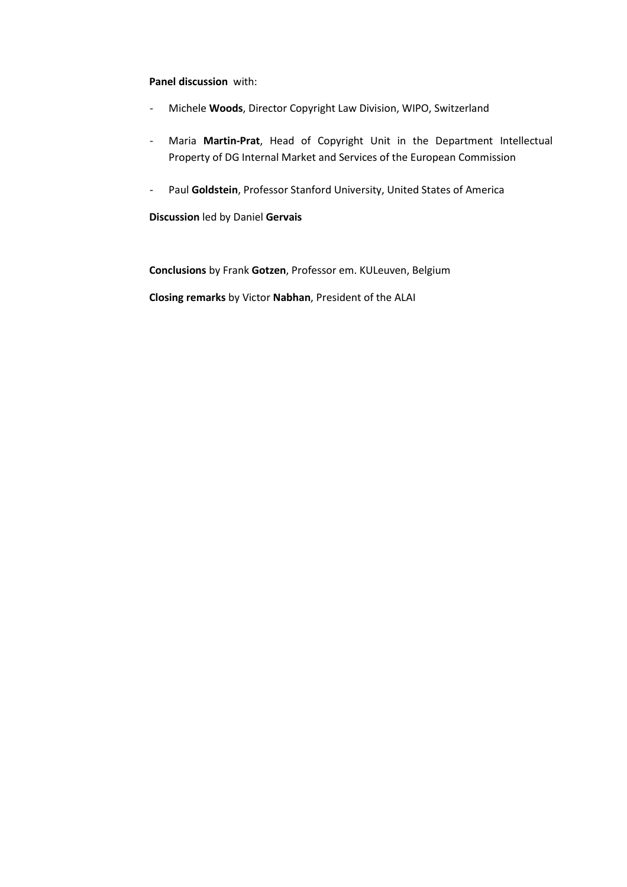**Panel discussion** with:

- Michele **Woods**, Director Copyright Law Division, WIPO, Switzerland
- Maria **Martin-Prat**, Head of Copyright Unit in the Department Intellectual Property of DG Internal Market and Services of the European Commission
- Paul **Goldstein**, Professor Stanford University, United States of America

**Discussion** led by Daniel **Gervais**

**Conclusions** by Frank **Gotzen**, Professor em. KULeuven, Belgium

**Closing remarks** by Victor **Nabhan**, President of the ALAI